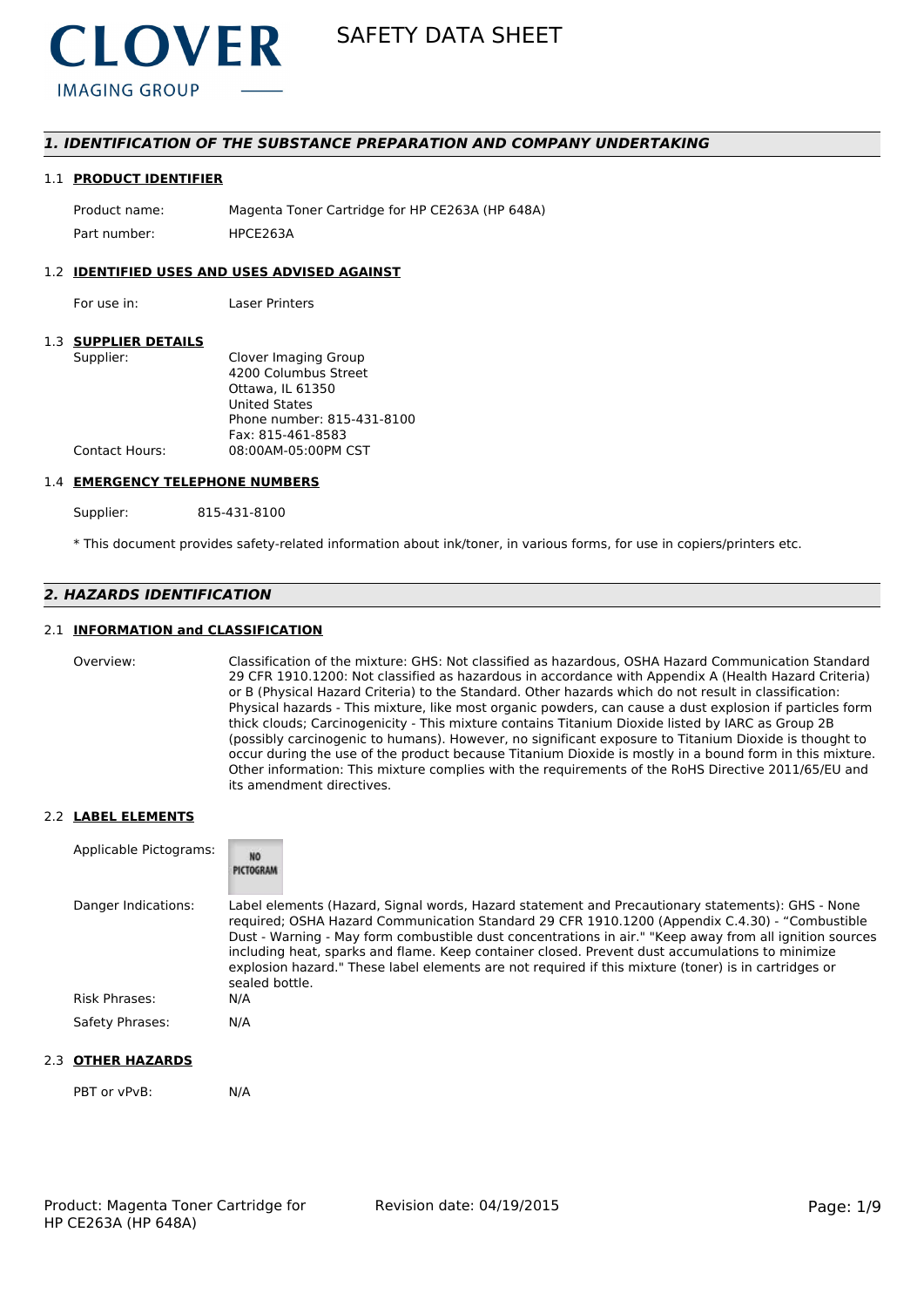CLOVER IMAGING GROUP

# SAFETY DATA SHEET

## 1. IDENTIFICATION OF THE SUBSTANCE PREPARATION AND COMPANY UNDERTAKING

### 1.1 PRODUCT IDENTIFIER

Product name: Magenta Toner Cartridge for HP CE263A (HP 648A)

Part number: HPCE263A

### 1.2 IDENTIFIED USES AND USES ADVISED AGAINST

For use in: Laser Printers

### 1.3 SUPPLIER DETAILS

Supplier: Clover Imaging Group
4200 Columbus Street
Ottawa, IL 61350
United States
Phone number: 815-431-8100
Fax: 815-461-8583

Contact Hours: 08:00AM-05:00PM CST

### 1.4 EMERGENCY TELEPHONE NUMBERS

Supplier: 815-431-8100

* This document provides safety-related information about ink/toner, in various forms, for use in copiers/printers etc.

## 2. HAZARDS IDENTIFICATION

### 2.1 INFORMATION and CLASSIFICATION

Overview: Classification of the mixture: GHS: Not classified as hazardous, OSHA Hazard Communication Standard 29 CFR 1910.1200: Not classified as hazardous in accordance with Appendix A (Health Hazard Criteria) or B (Physical Hazard Criteria) to the Standard. Other hazards which do not result in classification: Physical hazards - This mixture, like most organic powders, can cause a dust explosion if particles form thick clouds; Carcinogenicity - This mixture contains Titanium Dioxide listed by IARC as Group 2B (possibly carcinogenic to humans). However, no significant exposure to Titanium Dioxide is thought to occur during the use of the product because Titanium Dioxide is mostly in a bound form in this mixture. Other information: This mixture complies with the requirements of the RoHS Directive 2011/65/EU and its amendment directives.

### 2.2 LABEL ELEMENTS

Applicable Pictograms: NO PICTOGRAM

Danger Indications: Label elements (Hazard, Signal words, Hazard statement and Precautionary statements): GHS - None required; OSHA Hazard Communication Standard 29 CFR 1910.1200 (Appendix C.4.30) - "Combustible Dust - Warning - May form combustible dust concentrations in air." "Keep away from all ignition sources including heat, sparks and flame. Keep container closed. Prevent dust accumulations to minimize explosion hazard." These label elements are not required if this mixture (toner) is in cartridges or sealed bottle.

Risk Phrases: N/A

Safety Phrases: N/A

### 2.3 OTHER HAZARDS

PBT or vPvB: N/A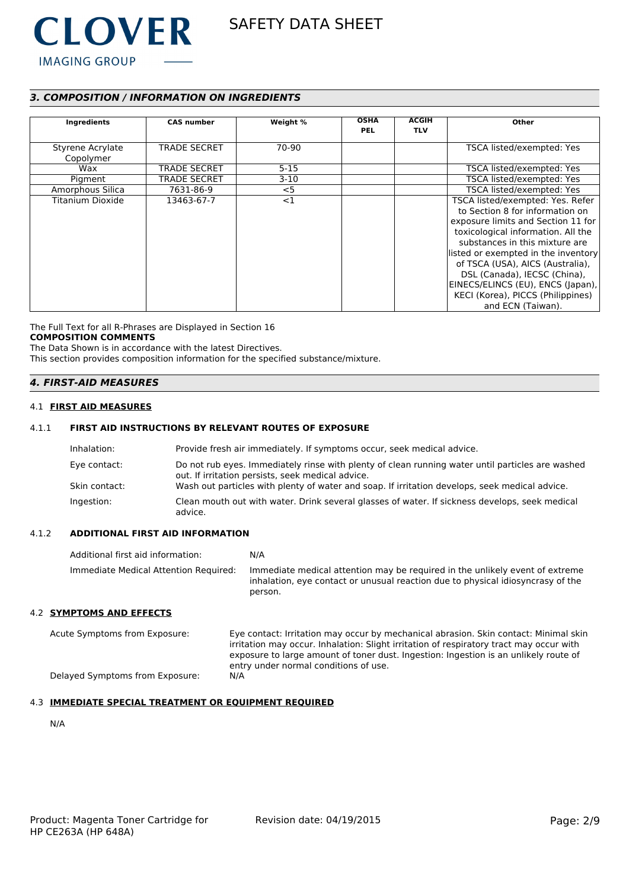## 3. COMPOSITION / INFORMATION ON INGREDIENTS

| Ingredients | CAS number | Weight % | OSHA PEL | ACGIH TLV | Other |
|---|---|---|---|---|---|
| Styrene Acrylate Copolymer | TRADE SECRET | 70-90 | | | TSCA listed/exempted: Yes |
| Wax | TRADE SECRET | 5-15 | | | TSCA listed/exempted: Yes |
| Pigment | TRADE SECRET | 3-10 | | | TSCA listed/exempted: Yes |
| Amorphous Silica | 7631-86-9 | <5 | | | TSCA listed/exempted: Yes |
| Titanium Dioxide | 13463-67-7 | <1 | | | TSCA listed/exempted: Yes. Refer to Section 8 for information on exposure limits and Section 11 for toxicological information. All the substances in this mixture are listed or exempted in the inventory of TSCA (USA), AICS (Australia), DSL (Canada), IECSC (China), EINECS/ELINCS (EU), ENCS (Japan), KECI (Korea), PICCS (Philippines) and ECN (Taiwan). |

The Full Text for all R-Phrases are Displayed in Section 16

**COMPOSITION COMMENTS**

The Data Shown is in accordance with the latest Directives.

This section provides composition information for the specified substance/mixture.

## 4. FIRST-AID MEASURES

### 4.1 FIRST AID MEASURES

#### 4.1.1 FIRST AID INSTRUCTIONS BY RELEVANT ROUTES OF EXPOSURE

Inhalation: Provide fresh air immediately. If symptoms occur, seek medical advice.

Eye contact: Do not rub eyes. Immediately rinse with plenty of clean running water until particles are washed out. If irritation persists, seek medical advice.

Skin contact: Wash out particles with plenty of water and soap. If irritation develops, seek medical advice.

Ingestion: Clean mouth out with water. Drink several glasses of water. If sickness develops, seek medical advice.

#### 4.1.2 ADDITIONAL FIRST AID INFORMATION

Additional first aid information: N/A

Immediate Medical Attention Required: Immediate medical attention may be required in the unlikely event of extreme inhalation, eye contact or unusual reaction due to physical idiosyncrasy of the person.

### 4.2 SYMPTOMS AND EFFECTS

Acute Symptoms from Exposure: Eye contact: Irritation may occur by mechanical abrasion. Skin contact: Minimal skin irritation may occur. Inhalation: Slight irritation of respiratory tract may occur with exposure to large amount of toner dust. Ingestion: Ingestion is an unlikely route of entry under normal conditions of use.

Delayed Symptoms from Exposure: N/A

### 4.3 IMMEDIATE SPECIAL TREATMENT OR EQUIPMENT REQUIRED

N/A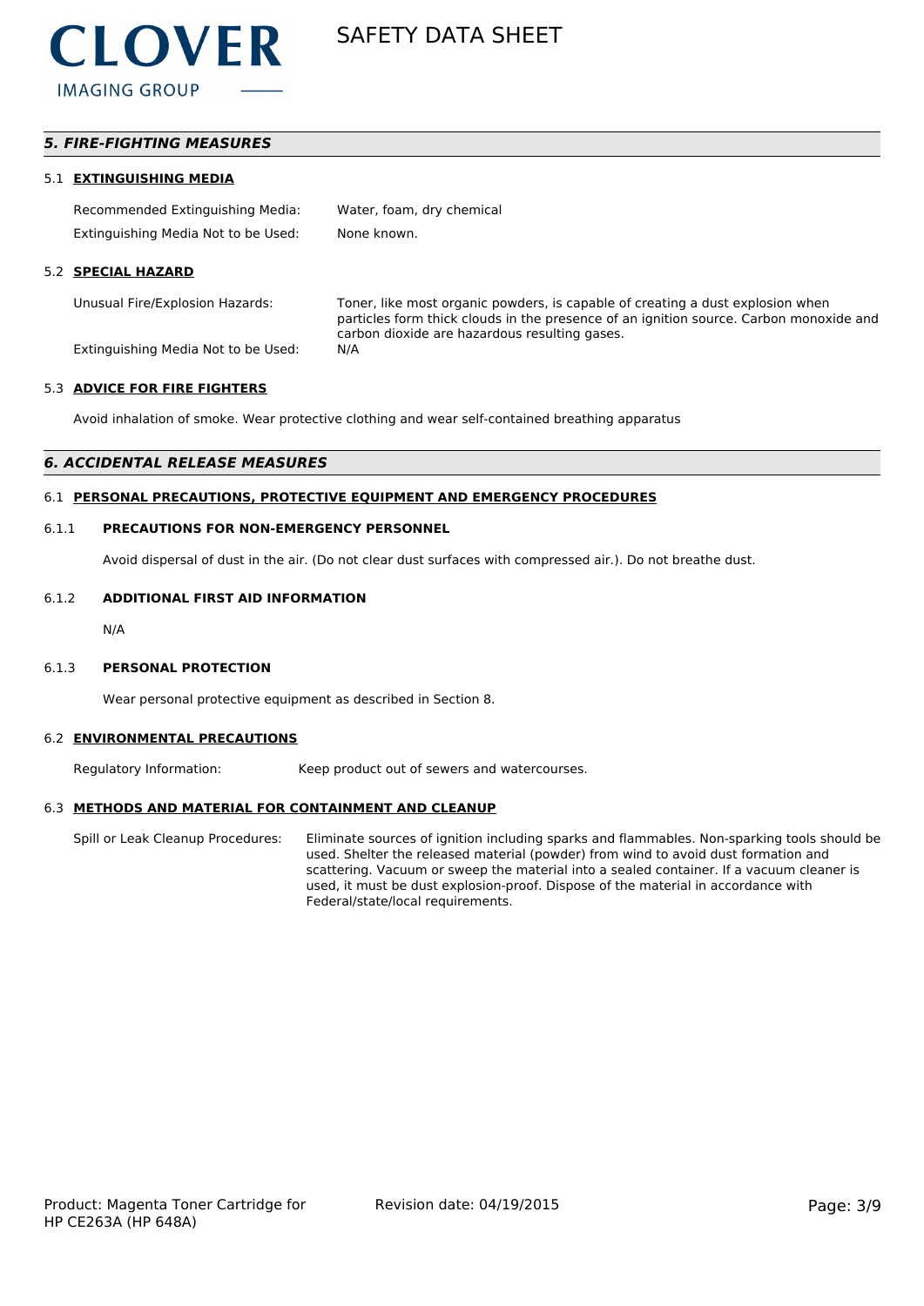## 5. FIRE-FIGHTING MEASURES

### 5.1 EXTINGUISHING MEDIA

| | |
|---|---|
| Recommended Extinguishing Media: | Water, foam, dry chemical |
| Extinguishing Media Not to be Used: | None known. |

### 5.2 SPECIAL HAZARD

| | |
|---|---|
| Unusual Fire/Explosion Hazards: | Toner, like most organic powders, is capable of creating a dust explosion when particles form thick clouds in the presence of an ignition source. Carbon monoxide and carbon dioxide are hazardous resulting gases. |
| Extinguishing Media Not to be Used: | N/A |

### 5.3 ADVICE FOR FIRE FIGHTERS

Avoid inhalation of smoke. Wear protective clothing and wear self-contained breathing apparatus

## 6. ACCIDENTAL RELEASE MEASURES

### 6.1 PERSONAL PRECAUTIONS, PROTECTIVE EQUIPMENT AND EMERGENCY PROCEDURES

#### 6.1.1 PRECAUTIONS FOR NON-EMERGENCY PERSONNEL

Avoid dispersal of dust in the air. (Do not clear dust surfaces with compressed air.). Do not breathe dust.

#### 6.1.2 ADDITIONAL FIRST AID INFORMATION

N/A

#### 6.1.3 PERSONAL PROTECTION

Wear personal protective equipment as described in Section 8.

### 6.2 ENVIRONMENTAL PRECAUTIONS

| | |
|---|---|
| Regulatory Information: | Keep product out of sewers and watercourses. |

### 6.3 METHODS AND MATERIAL FOR CONTAINMENT AND CLEANUP

| | |
|---|---|
| Spill or Leak Cleanup Procedures: | Eliminate sources of ignition including sparks and flammables. Non-sparking tools should be used. Shelter the released material (powder) from wind to avoid dust formation and scattering. Vacuum or sweep the material into a sealed container. If a vacuum cleaner is used, it must be dust explosion-proof. Dispose of the material in accordance with Federal/state/local requirements. |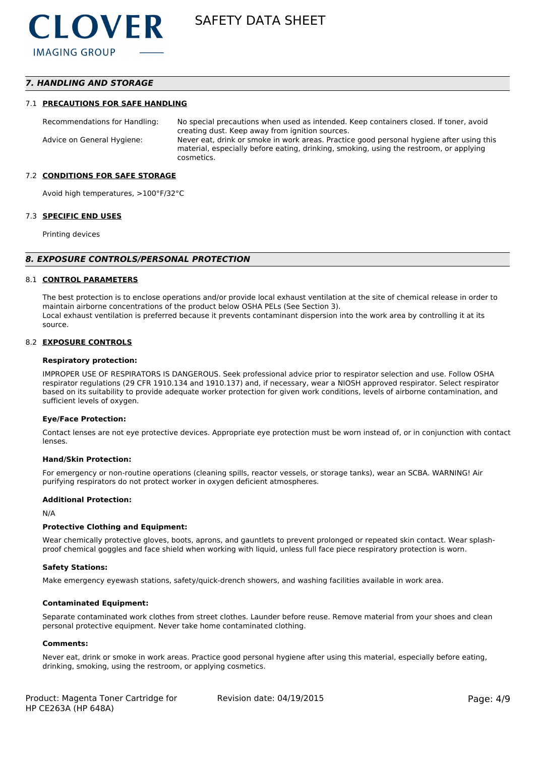## 7. HANDLING AND STORAGE

### 7.1 PRECAUTIONS FOR SAFE HANDLING

| | |
|---|---|
| Recommendations for Handling: | No special precautions when used as intended. Keep containers closed. If toner, avoid creating dust. Keep away from ignition sources. |
| Advice on General Hygiene: | Never eat, drink or smoke in work areas. Practice good personal hygiene after using this material, especially before eating, drinking, smoking, using the restroom, or applying cosmetics. |

### 7.2 CONDITIONS FOR SAFE STORAGE

Avoid high temperatures, >100°F/32°C

### 7.3 SPECIFIC END USES

Printing devices

## 8. EXPOSURE CONTROLS/PERSONAL PROTECTION

### 8.1 CONTROL PARAMETERS

The best protection is to enclose operations and/or provide local exhaust ventilation at the site of chemical release in order to maintain airborne concentrations of the product below OSHA PELs (See Section 3).
Local exhaust ventilation is preferred because it prevents contaminant dispersion into the work area by controlling it at its source.

### 8.2 EXPOSURE CONTROLS

**Respiratory protection:**

IMPROPER USE OF RESPIRATORS IS DANGEROUS. Seek professional advice prior to respirator selection and use. Follow OSHA respirator regulations (29 CFR 1910.134 and 1910.137) and, if necessary, wear a NIOSH approved respirator. Select respirator based on its suitability to provide adequate worker protection for given work conditions, levels of airborne contamination, and sufficient levels of oxygen.

**Eye/Face Protection:**

Contact lenses are not eye protective devices. Appropriate eye protection must be worn instead of, or in conjunction with contact lenses.

**Hand/Skin Protection:**

For emergency or non-routine operations (cleaning spills, reactor vessels, or storage tanks), wear an SCBA. WARNING! Air purifying respirators do not protect worker in oxygen deficient atmospheres.

**Additional Protection:**

N/A

**Protective Clothing and Equipment:**

Wear chemically protective gloves, boots, aprons, and gauntlets to prevent prolonged or repeated skin contact. Wear splash-proof chemical goggles and face shield when working with liquid, unless full face piece respiratory protection is worn.

**Safety Stations:**

Make emergency eyewash stations, safety/quick-drench showers, and washing facilities available in work area.

**Contaminated Equipment:**

Separate contaminated work clothes from street clothes. Launder before reuse. Remove material from your shoes and clean personal protective equipment. Never take home contaminated clothing.

**Comments:**

Never eat, drink or smoke in work areas. Practice good personal hygiene after using this material, especially before eating, drinking, smoking, using the restroom, or applying cosmetics.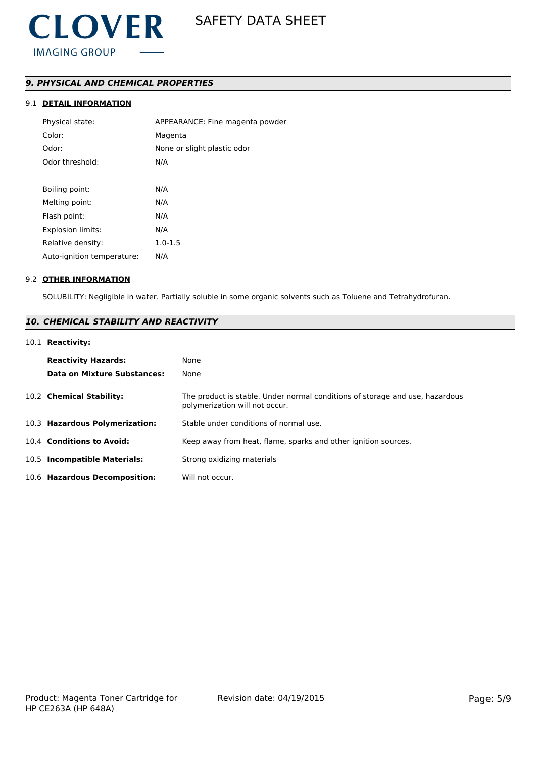## *9. PHYSICAL AND CHEMICAL PROPERTIES*

### 9.1 DETAIL INFORMATION

| | |
|---|---|
| Physical state: | APPEARANCE: Fine magenta powder |
| Color: | Magenta |
| Odor: | None or slight plastic odor |
| Odor threshold: | N/A |
| Boiling point: | N/A |
| Melting point: | N/A |
| Flash point: | N/A |
| Explosion limits: | N/A |
| Relative density: | 1.0-1.5 |
| Auto-ignition temperature: | N/A |

### 9.2 OTHER INFORMATION

SOLUBILITY: Negligible in water. Partially soluble in some organic solvents such as Toluene and Tetrahydrofuran.

## *10. CHEMICAL STABILITY AND REACTIVITY*

### 10.1 Reactivity:

| | |
|---|---|
| **Reactivity Hazards:** | None |
| **Data on Mixture Substances:** | None |

| | |
|---|---|
| 10.2 **Chemical Stability:** | The product is stable. Under normal conditions of storage and use, hazardous polymerization will not occur. |
| 10.3 **Hazardous Polymerization:** | Stable under conditions of normal use. |
| 10.4 **Conditions to Avoid:** | Keep away from heat, flame, sparks and other ignition sources. |
| 10.5 **Incompatible Materials:** | Strong oxidizing materials |
| 10.6 **Hazardous Decomposition:** | Will not occur. |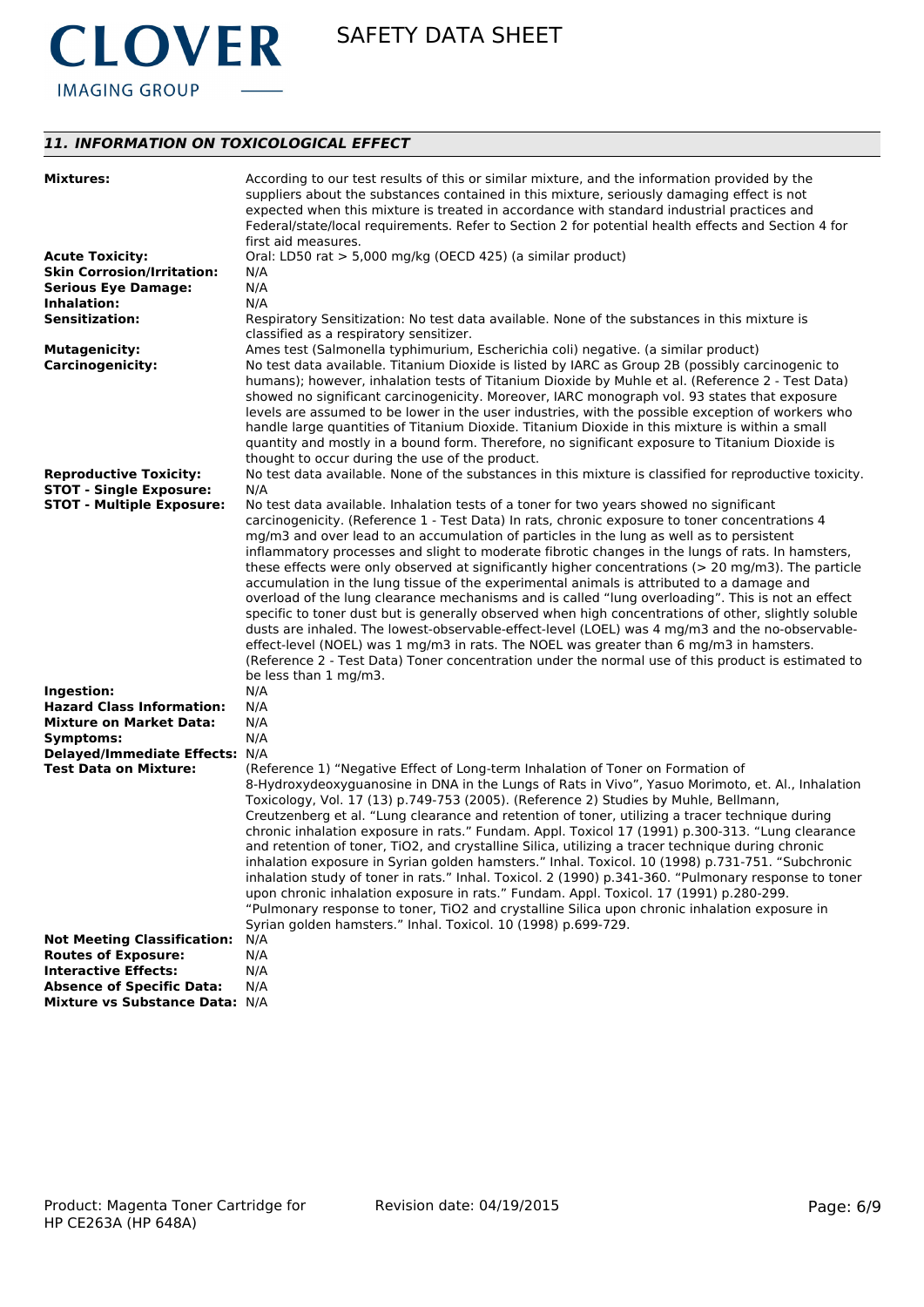## *11. INFORMATION ON TOXICOLOGICAL EFFECT*

**Mixtures:** According to our test results of this or similar mixture, and the information provided by the suppliers about the substances contained in this mixture, seriously damaging effect is not expected when this mixture is treated in accordance with standard industrial practices and Federal/state/local requirements. Refer to Section 2 for potential health effects and Section 4 for first aid measures.

**Acute Toxicity:** Oral: LD50 rat > 5,000 mg/kg (OECD 425) (a similar product)

**Skin Corrosion/Irritation:** N/A

**Serious Eye Damage:** N/A

**Inhalation:** N/A

**Sensitization:** Respiratory Sensitization: No test data available. None of the substances in this mixture is classified as a respiratory sensitizer.

**Mutagenicity:** Ames test (Salmonella typhimurium, Escherichia coli) negative. (a similar product)

**Carcinogenicity:** No test data available. Titanium Dioxide is listed by IARC as Group 2B (possibly carcinogenic to humans); however, inhalation tests of Titanium Dioxide by Muhle et al. (Reference 2 - Test Data) showed no significant carcinogenicity. Moreover, IARC monograph vol. 93 states that exposure levels are assumed to be lower in the user industries, with the possible exception of workers who handle large quantities of Titanium Dioxide. Titanium Dioxide in this mixture is within a small quantity and mostly in a bound form. Therefore, no significant exposure to Titanium Dioxide is thought to occur during the use of the product.

**Reproductive Toxicity:** No test data available. None of the substances in this mixture is classified for reproductive toxicity.

**STOT - Single Exposure:** N/A

**STOT - Multiple Exposure:** No test data available. Inhalation tests of a toner for two years showed no significant carcinogenicity. (Reference 1 - Test Data) In rats, chronic exposure to toner concentrations 4 mg/m3 and over lead to an accumulation of particles in the lung as well as to persistent inflammatory processes and slight to moderate fibrotic changes in the lungs of rats. In hamsters, these effects were only observed at significantly higher concentrations (> 20 mg/m3). The particle accumulation in the lung tissue of the experimental animals is attributed to a damage and overload of the lung clearance mechanisms and is called “lung overloading”. This is not an effect specific to toner dust but is generally observed when high concentrations of other, slightly soluble dusts are inhaled. The lowest-observable-effect-level (LOEL) was 4 mg/m3 and the no-observable-effect-level (NOEL) was 1 mg/m3 in rats. The NOEL was greater than 6 mg/m3 in hamsters. (Reference 2 - Test Data) Toner concentration under the normal use of this product is estimated to be less than 1 mg/m3.

**Ingestion:** N/A

**Hazard Class Information:** N/A

**Mixture on Market Data:** N/A

**Symptoms:** N/A

**Delayed/Immediate Effects:** N/A

**Test Data on Mixture:** (Reference 1) “Negative Effect of Long-term Inhalation of Toner on Formation of 8-Hydroxydeoxyguanosine in DNA in the Lungs of Rats in Vivo”, Yasuo Morimoto, et. Al., Inhalation Toxicology, Vol. 17 (13) p.749-753 (2005). (Reference 2) Studies by Muhle, Bellmann, Creutzenberg et al. “Lung clearance and retention of toner, utilizing a tracer technique during chronic inhalation exposure in rats.” Fundam. Appl. Toxicol 17 (1991) p.300-313. “Lung clearance and retention of toner, TiO2, and crystalline Silica, utilizing a tracer technique during chronic inhalation exposure in Syrian golden hamsters.” Inhal. Toxicol. 10 (1998) p.731-751. “Subchronic inhalation study of toner in rats.” Inhal. Toxicol. 2 (1990) p.341-360. “Pulmonary response to toner upon chronic inhalation exposure in rats.” Fundam. Appl. Toxicol. 17 (1991) p.280-299. “Pulmonary response to toner, TiO2 and crystalline Silica upon chronic inhalation exposure in Syrian golden hamsters.” Inhal. Toxicol. 10 (1998) p.699-729.

**Not Meeting Classification:** N/A

**Routes of Exposure:** N/A

**Interactive Effects:** N/A

**Absence of Specific Data:** N/A

**Mixture vs Substance Data:** N/A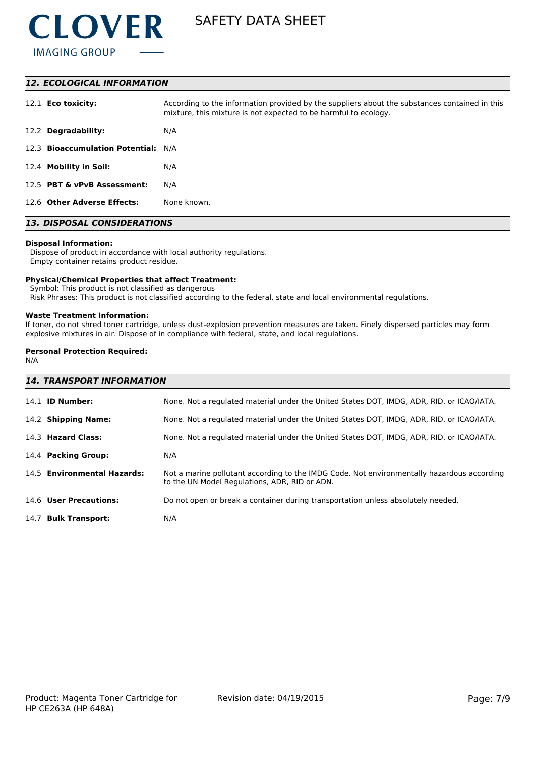## 12. ECOLOGICAL INFORMATION

| | |
|---|---|
| 12.1 **Eco toxicity:** | According to the information provided by the suppliers about the substances contained in this mixture, this mixture is not expected to be harmful to ecology. |
| 12.2 **Degradability:** | N/A |
| 12.3 **Bioaccumulation Potential:** | N/A |
| 12.4 **Mobility in Soil:** | N/A |
| 12.5 **PBT & vPvB Assessment:** | N/A |
| 12.6 **Other Adverse Effects:** | None known. |

## 13. DISPOSAL CONSIDERATIONS

**Disposal Information:**

Dispose of product in accordance with local authority regulations.
Empty container retains product residue.

**Physical/Chemical Properties that affect Treatment:**

Symbol: This product is not classified as dangerous
Risk Phrases: This product is not classified according to the federal, state and local environmental regulations.

**Waste Treatment Information:**

If toner, do not shred toner cartridge, unless dust-explosion prevention measures are taken. Finely dispersed particles may form explosive mixtures in air. Dispose of in compliance with federal, state, and local regulations.

**Personal Protection Required:**

N/A

## 14. TRANSPORT INFORMATION

| | |
|---|---|
| 14.1 **ID Number:** | None. Not a regulated material under the United States DOT, IMDG, ADR, RID, or ICAO/IATA. |
| 14.2 **Shipping Name:** | None. Not a regulated material under the United States DOT, IMDG, ADR, RID, or ICAO/IATA. |
| 14.3 **Hazard Class:** | None. Not a regulated material under the United States DOT, IMDG, ADR, RID, or ICAO/IATA. |
| 14.4 **Packing Group:** | N/A |
| 14.5 **Environmental Hazards:** | Not a marine pollutant according to the IMDG Code. Not environmentally hazardous according to the UN Model Regulations, ADR, RID or ADN. |
| 14.6 **User Precautions:** | Do not open or break a container during transportation unless absolutely needed. |
| 14.7 **Bulk Transport:** | N/A |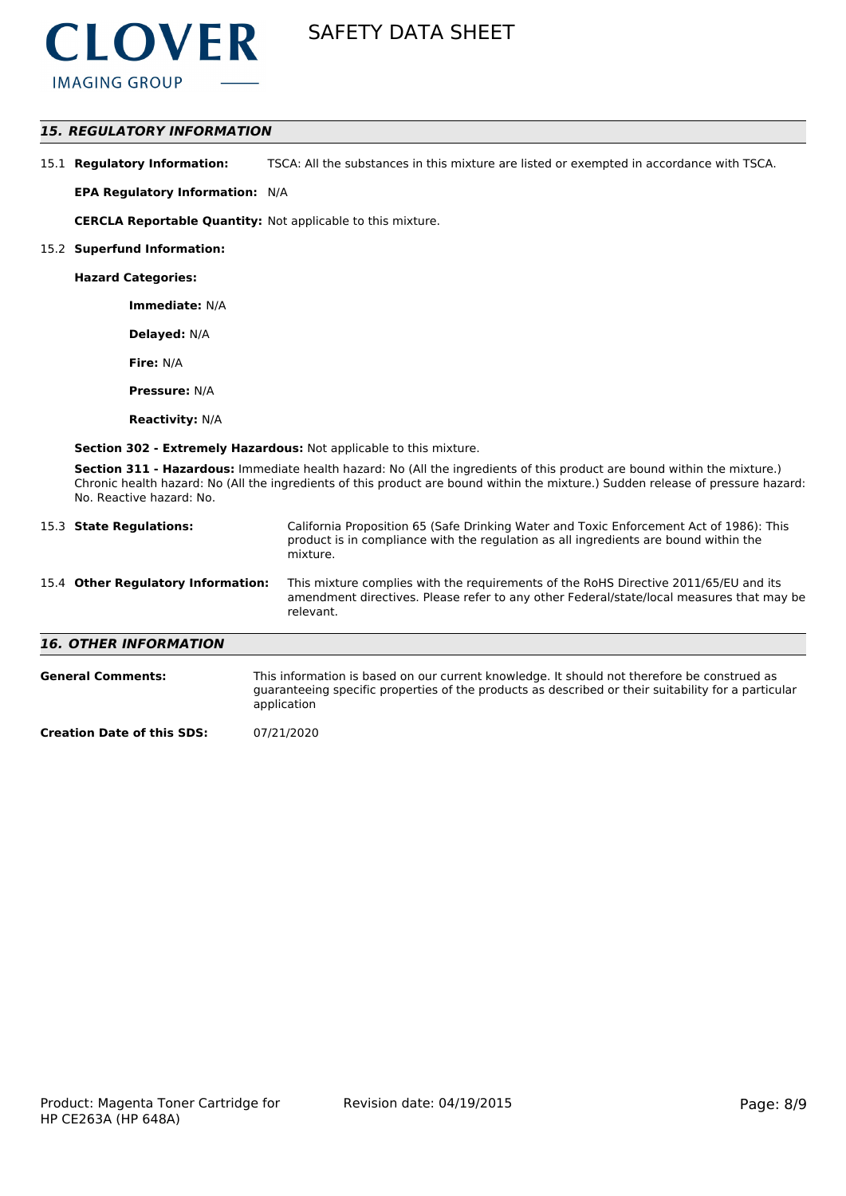## 15. REGULATORY INFORMATION

15.1 **Regulatory Information:** TSCA: All the substances in this mixture are listed or exempted in accordance with TSCA.

**EPA Regulatory Information:** N/A

**CERCLA Reportable Quantity:** Not applicable to this mixture.

15.2 **Superfund Information:**

**Hazard Categories:**

**Immediate:** N/A

**Delayed:** N/A

**Fire:** N/A

**Pressure:** N/A

**Reactivity:** N/A

**Section 302 - Extremely Hazardous:** Not applicable to this mixture.

**Section 311 - Hazardous:** Immediate health hazard: No (All the ingredients of this product are bound within the mixture.) Chronic health hazard: No (All the ingredients of this product are bound within the mixture.) Sudden release of pressure hazard: No. Reactive hazard: No.

15.3 **State Regulations:** California Proposition 65 (Safe Drinking Water and Toxic Enforcement Act of 1986): This product is in compliance with the regulation as all ingredients are bound within the mixture.

15.4 **Other Regulatory Information:** This mixture complies with the requirements of the RoHS Directive 2011/65/EU and its amendment directives. Please refer to any other Federal/state/local measures that may be relevant.

## 16. OTHER INFORMATION

**General Comments:** This information is based on our current knowledge. It should not therefore be construed as guaranteeing specific properties of the products as described or their suitability for a particular application

**Creation Date of this SDS:** 07/21/2020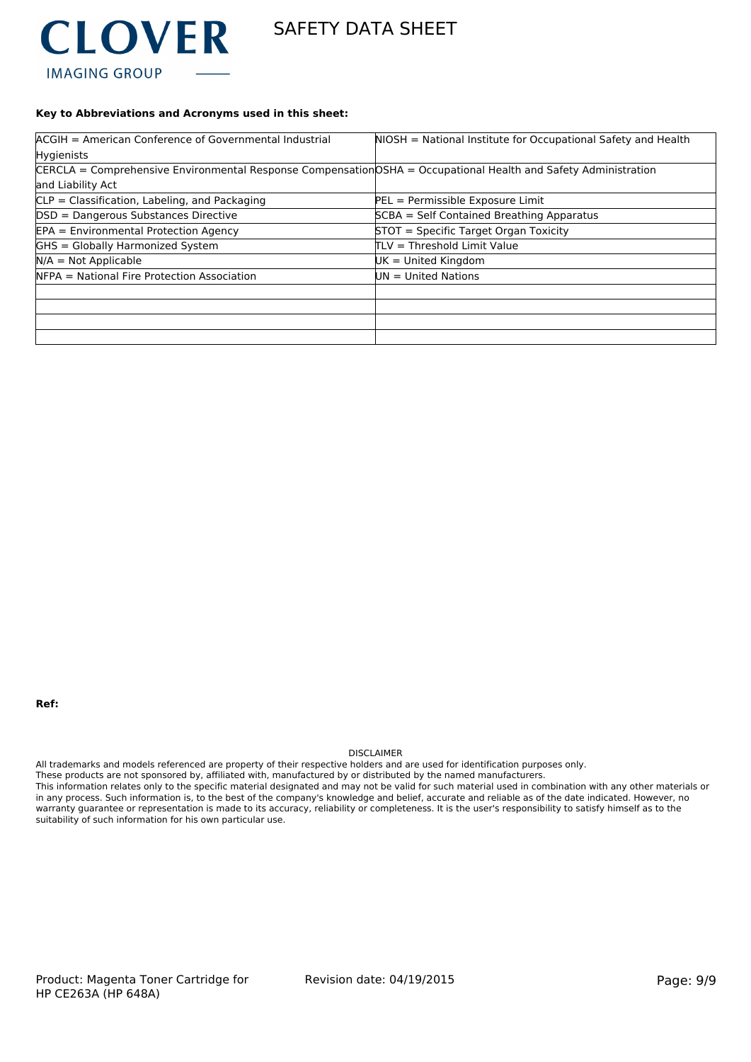**Key to Abbreviations and Acronyms used in this sheet:**

| | |
|---|---|
| ACGIH = American Conference of Governmental Industrial Hygienists | NIOSH = National Institute for Occupational Safety and Health |
| CERCLA = Comprehensive Environmental Response Compensation and Liability Act | OSHA = Occupational Health and Safety Administration |
| CLP = Classification, Labeling, and Packaging | PEL = Permissible Exposure Limit |
| DSD = Dangerous Substances Directive | SCBA = Self Contained Breathing Apparatus |
| EPA = Environmental Protection Agency | STOT = Specific Target Organ Toxicity |
| GHS = Globally Harmonized System | TLV = Threshold Limit Value |
| N/A = Not Applicable | UK = United Kingdom |
| NFPA = National Fire Protection Association | UN = United Nations |
| | |
| | |
| | |
| | |

**Ref:**

DISCLAIMER

All trademarks and models referenced are property of their respective holders and are used for identification purposes only.
These products are not sponsored by, affiliated with, manufactured by or distributed by the named manufacturers.
This information relates only to the specific material designated and may not be valid for such material used in combination with any other materials or in any process. Such information is, to the best of the company's knowledge and belief, accurate and reliable as of the date indicated. However, no warranty guarantee or representation is made to its accuracy, reliability or completeness. It is the user's responsibility to satisfy himself as to the suitability of such information for his own particular use.